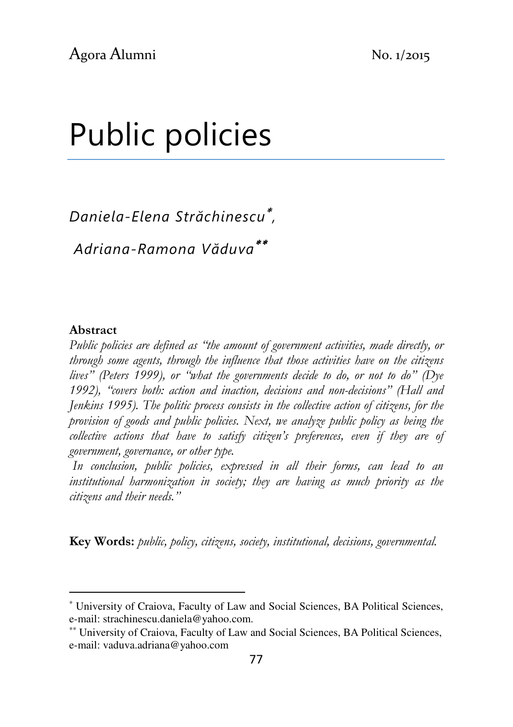# Public policies

*Daniela-Elena Străchinescu*[*], *Adriana-Ramona Văduva*[**]

**Abstract**

*Public policies are defined as "the amount of government activities, made directly, or through some agents, through the influence that those activities have on the citizens lives" (Peters 1999), or "what the governments decide to do, or not to do" (Dye 1992), "covers both: action and inaction, decisions and non-decisions" (Hall and Jenkins 1995). The politic process consists in the collective action of citizens, for the provision of goods and public policies. Next, we analyze public policy as being the collective actions that have to satisfy citizen's preferences, even if they are of government, governance, or other type.*

*In conclusion, public policies, expressed in all their forms, can lead to an institutional harmonization in society; they are having as much priority as the citizens and their needs."*

**Key Words:** *public, policy, citizens, society, institutional, decisions, governmental.*

---

[*] University of Craiova, Faculty of Law and Social Sciences, BA Political Sciences, e-mail: strachinescu.daniela@yahoo.com.

[**] University of Craiova, Faculty of Law and Social Sciences, BA Political Sciences, e-mail: vaduva.adriana@yahoo.com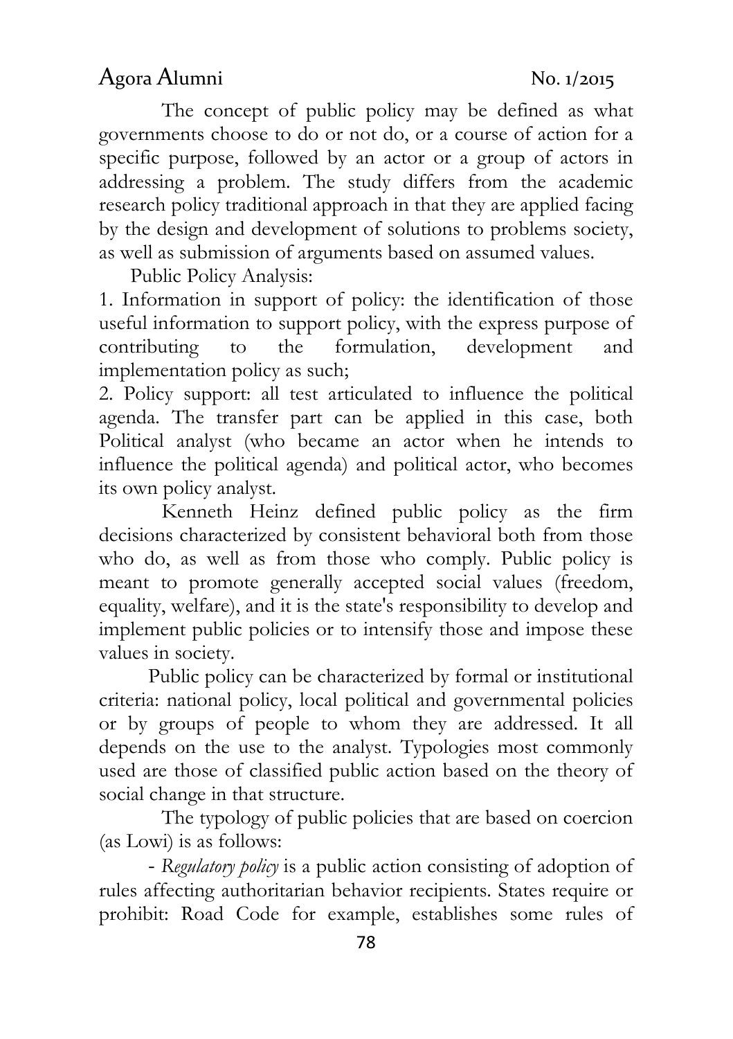The concept of public policy may be defined as what governments choose to do or not do, or a course of action for a specific purpose, followed by an actor or a group of actors in addressing a problem. The study differs from the academic research policy traditional approach in that they are applied facing by the design and development of solutions to problems society, as well as submission of arguments based on assumed values.

Public Policy Analysis:

1. Information in support of policy: the identification of those useful information to support policy, with the express purpose of contributing to the formulation, development and implementation policy as such;
2. Policy support: all test articulated to influence the political agenda. The transfer part can be applied in this case, both Political analyst (who became an actor when he intends to influence the political agenda) and political actor, who becomes its own policy analyst.

Kenneth Heinz defined public policy as the firm decisions characterized by consistent behavioral both from those who do, as well as from those who comply. Public policy is meant to promote generally accepted social values (freedom, equality, welfare), and it is the state's responsibility to develop and implement public policies or to intensify those and impose these values in society.

Public policy can be characterized by formal or institutional criteria: national policy, local political and governmental policies or by groups of people to whom they are addressed. It all depends on the use to the analyst. Typologies most commonly used are those of classified public action based on the theory of social change in that structure.

The typology of public policies that are based on coercion (as Lowi) is as follows:

- *Regulatory policy* is a public action consisting of adoption of rules affecting authoritarian behavior recipients. States require or prohibit: Road Code for example, establishes some rules of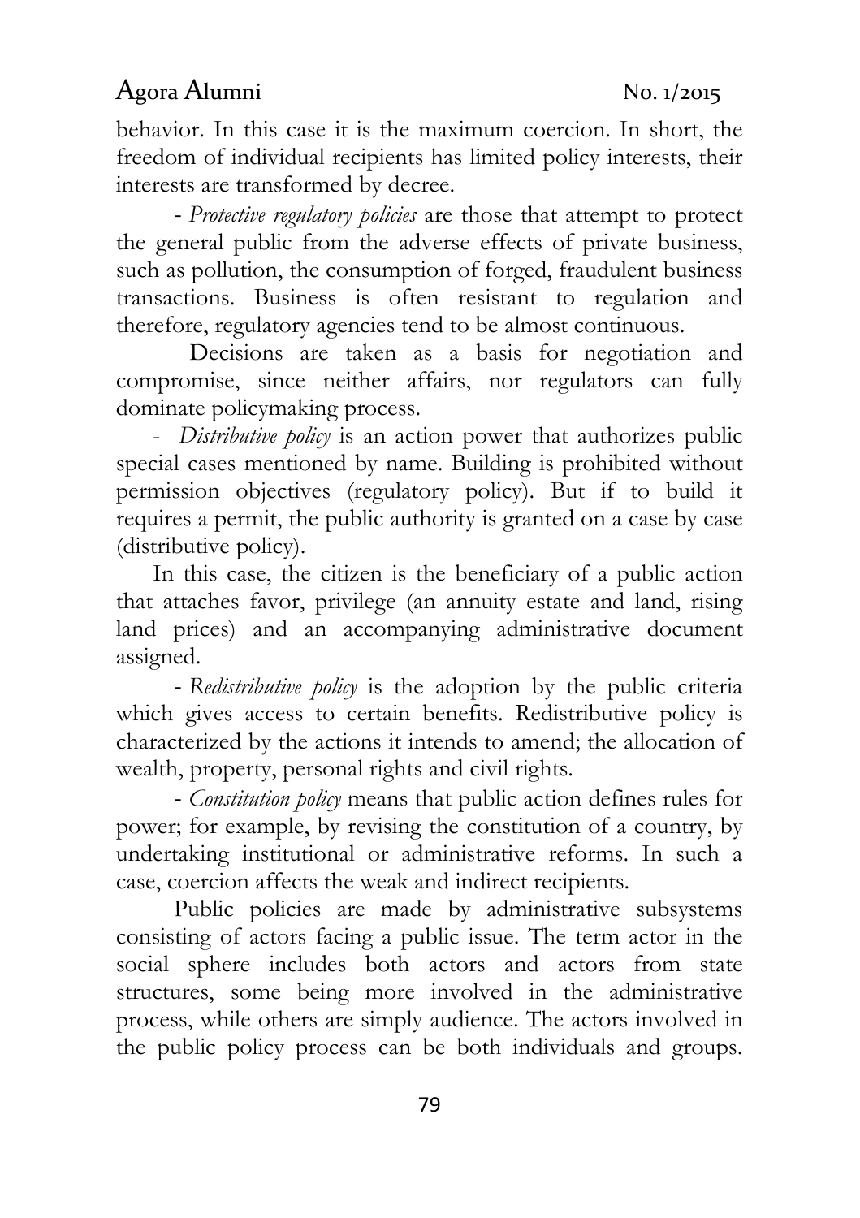behavior. In this case it is the maximum coercion. In short, the freedom of individual recipients has limited policy interests, their interests are transformed by decree.

- *Protective regulatory policies* are those that attempt to protect the general public from the adverse effects of private business, such as pollution, the consumption of forged, fraudulent business transactions. Business is often resistant to regulation and therefore, regulatory agencies tend to be almost continuous.

Decisions are taken as a basis for negotiation and compromise, since neither affairs, nor regulators can fully dominate policymaking process.

- *Distributive policy* is an action power that authorizes public special cases mentioned by name. Building is prohibited without permission objectives (regulatory policy). But if to build it requires a permit, the public authority is granted on a case by case (distributive policy).

In this case, the citizen is the beneficiary of a public action that attaches favor, privilege (an annuity estate and land, rising land prices) and an accompanying administrative document assigned.

- *Redistributive policy* is the adoption by the public criteria which gives access to certain benefits. Redistributive policy is characterized by the actions it intends to amend; the allocation of wealth, property, personal rights and civil rights.

- *Constitution policy* means that public action defines rules for power; for example, by revising the constitution of a country, by undertaking institutional or administrative reforms. In such a case, coercion affects the weak and indirect recipients.

Public policies are made by administrative subsystems consisting of actors facing a public issue. The term actor in the social sphere includes both actors and actors from state structures, some being more involved in the administrative process, while others are simply audience. The actors involved in the public policy process can be both individuals and groups.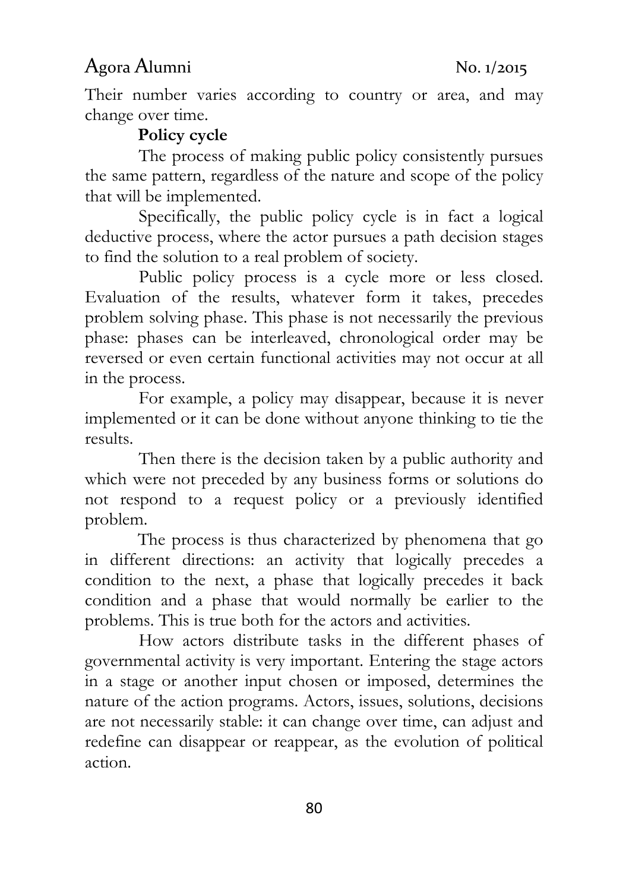Their number varies according to country or area, and may change over time.

**Policy cycle**

The process of making public policy consistently pursues the same pattern, regardless of the nature and scope of the policy that will be implemented.

Specifically, the public policy cycle is in fact a logical deductive process, where the actor pursues a path decision stages to find the solution to a real problem of society.

Public policy process is a cycle more or less closed. Evaluation of the results, whatever form it takes, precedes problem solving phase. This phase is not necessarily the previous phase: phases can be interleaved, chronological order may be reversed or even certain functional activities may not occur at all in the process.

For example, a policy may disappear, because it is never implemented or it can be done without anyone thinking to tie the results.

Then there is the decision taken by a public authority and which were not preceded by any business forms or solutions do not respond to a request policy or a previously identified problem.

The process is thus characterized by phenomena that go in different directions: an activity that logically precedes a condition to the next, a phase that logically precedes it back condition and a phase that would normally be earlier to the problems. This is true both for the actors and activities.

How actors distribute tasks in the different phases of governmental activity is very important. Entering the stage actors in a stage or another input chosen or imposed, determines the nature of the action programs. Actors, issues, solutions, decisions are not necessarily stable: it can change over time, can adjust and redefine can disappear or reappear, as the evolution of political action.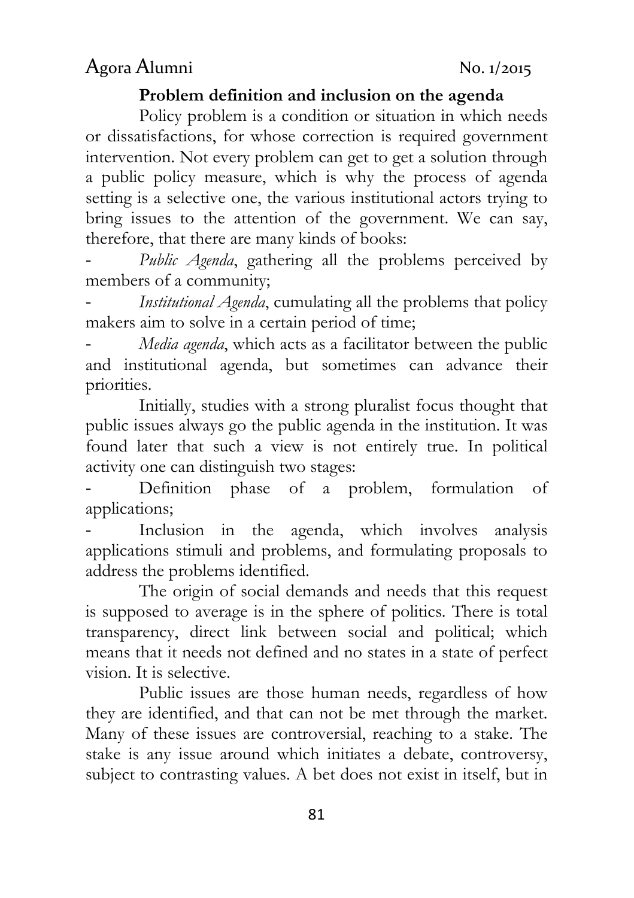**Problem definition and inclusion on the agenda**

Policy problem is a condition or situation in which needs or dissatisfactions, for whose correction is required government intervention. Not every problem can get to get a solution through a public policy measure, which is why the process of agenda setting is a selective one, the various institutional actors trying to bring issues to the attention of the government. We can say, therefore, that there are many kinds of books:

- *Public Agenda*, gathering all the problems perceived by members of a community;
- *Institutional Agenda*, cumulating all the problems that policy makers aim to solve in a certain period of time;
- *Media agenda*, which acts as a facilitator between the public and institutional agenda, but sometimes can advance their priorities.

Initially, studies with a strong pluralist focus thought that public issues always go the public agenda in the institution. It was found later that such a view is not entirely true. In political activity one can distinguish two stages:

- Definition phase of a problem, formulation of applications;
- Inclusion in the agenda, which involves analysis applications stimuli and problems, and formulating proposals to address the problems identified.

The origin of social demands and needs that this request is supposed to average is in the sphere of politics. There is total transparency, direct link between social and political; which means that it needs not defined and no states in a state of perfect vision. It is selective.

Public issues are those human needs, regardless of how they are identified, and that can not be met through the market. Many of these issues are controversial, reaching to a stake. The stake is any issue around which initiates a debate, controversy, subject to contrasting values. A bet does not exist in itself, but in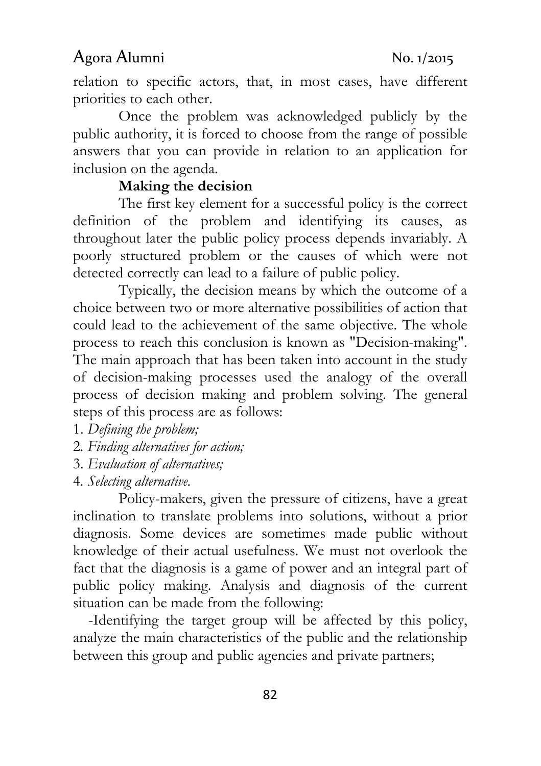relation to specific actors, that, in most cases, have different priorities to each other.

Once the problem was acknowledged publicly by the public authority, it is forced to choose from the range of possible answers that you can provide in relation to an application for inclusion on the agenda.

**Making the decision**

The first key element for a successful policy is the correct definition of the problem and identifying its causes, as throughout later the public policy process depends invariably. A poorly structured problem or the causes of which were not detected correctly can lead to a failure of public policy.

Typically, the decision means by which the outcome of a choice between two or more alternative possibilities of action that could lead to the achievement of the same objective. The whole process to reach this conclusion is known as "Decision-making". The main approach that has been taken into account in the study of decision-making processes used the analogy of the overall process of decision making and problem solving. The general steps of this process are as follows:

1. *Defining the problem;*
2. *Finding alternatives for action;*
3. *Evaluation of alternatives;*
4. *Selecting alternative.*

Policy-makers, given the pressure of citizens, have a great inclination to translate problems into solutions, without a prior diagnosis. Some devices are sometimes made public without knowledge of their actual usefulness. We must not overlook the fact that the diagnosis is a game of power and an integral part of public policy making. Analysis and diagnosis of the current situation can be made from the following:

-Identifying the target group will be affected by this policy, analyze the main characteristics of the public and the relationship between this group and public agencies and private partners;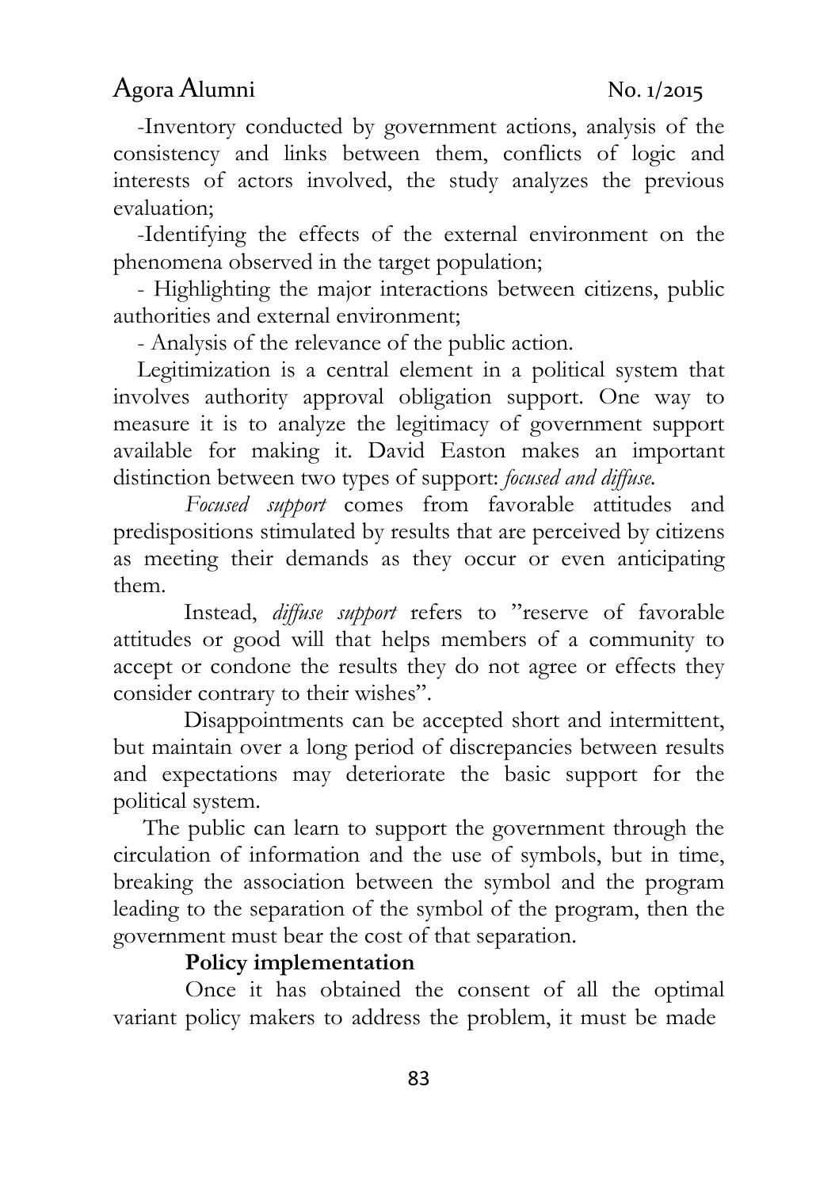-Inventory conducted by government actions, analysis of the consistency and links between them, conflicts of logic and interests of actors involved, the study analyzes the previous evaluation;

-Identifying the effects of the external environment on the phenomena observed in the target population;

- Highlighting the major interactions between citizens, public authorities and external environment;

- Analysis of the relevance of the public action.

Legitimization is a central element in a political system that involves authority approval obligation support. One way to measure it is to analyze the legitimacy of government support available for making it. David Easton makes an important distinction between two types of support: *focused and diffuse.*

*Focused support* comes from favorable attitudes and predispositions stimulated by results that are perceived by citizens as meeting their demands as they occur or even anticipating them.

Instead, *diffuse support* refers to "reserve of favorable attitudes or good will that helps members of a community to accept or condone the results they do not agree or effects they consider contrary to their wishes".

Disappointments can be accepted short and intermittent, but maintain over a long period of discrepancies between results and expectations may deteriorate the basic support for the political system.

The public can learn to support the government through the circulation of information and the use of symbols, but in time, breaking the association between the symbol and the program leading to the separation of the symbol of the program, then the government must bear the cost of that separation.

**Policy implementation**

Once it has obtained the consent of all the optimal variant policy makers to address the problem, it must be made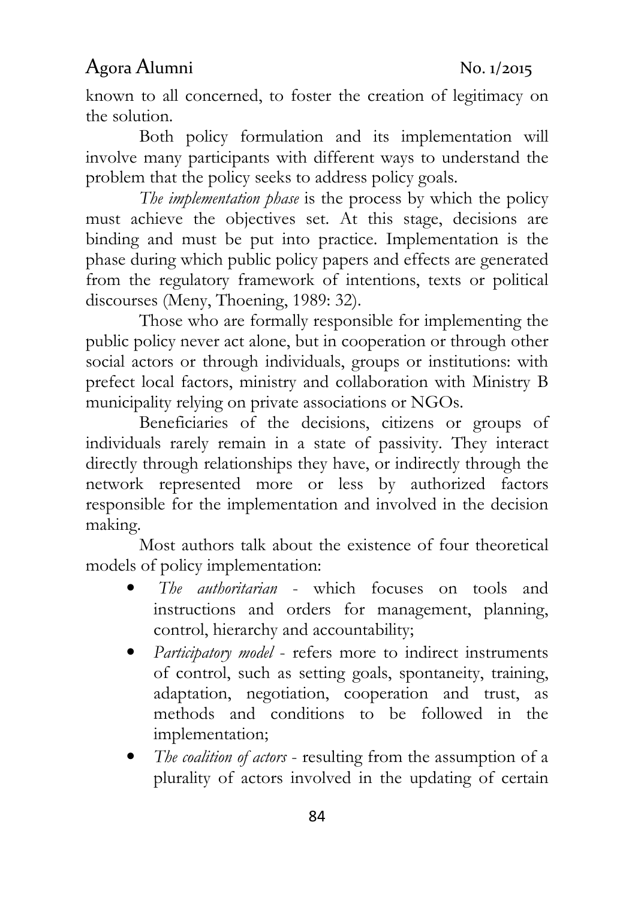known to all concerned, to foster the creation of legitimacy on the solution.

Both policy formulation and its implementation will involve many participants with different ways to understand the problem that the policy seeks to address policy goals.

*The implementation phase* is the process by which the policy must achieve the objectives set. At this stage, decisions are binding and must be put into practice. Implementation is the phase during which public policy papers and effects are generated from the regulatory framework of intentions, texts or political discourses (Meny, Thoening, 1989: 32).

Those who are formally responsible for implementing the public policy never act alone, but in cooperation or through other social actors or through individuals, groups or institutions: with prefect local factors, ministry and collaboration with Ministry B municipality relying on private associations or NGOs.

Beneficiaries of the decisions, citizens or groups of individuals rarely remain in a state of passivity. They interact directly through relationships they have, or indirectly through the network represented more or less by authorized factors responsible for the implementation and involved in the decision making.

Most authors talk about the existence of four theoretical models of policy implementation:

- *The authoritarian* - which focuses on tools and instructions and orders for management, planning, control, hierarchy and accountability;
- *Participatory model* - refers more to indirect instruments of control, such as setting goals, spontaneity, training, adaptation, negotiation, cooperation and trust, as methods and conditions to be followed in the implementation;
- *The coalition of actors* - resulting from the assumption of a plurality of actors involved in the updating of certain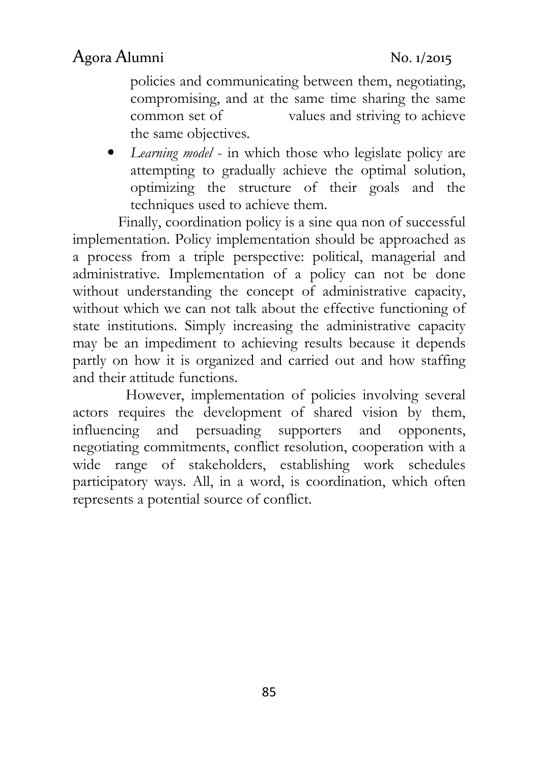policies and communicating between them, negotiating, compromising, and at the same time sharing the same common set of values and striving to achieve the same objectives.

- *Learning model* - in which those who legislate policy are attempting to gradually achieve the optimal solution, optimizing the structure of their goals and the techniques used to achieve them.

Finally, coordination policy is a sine qua non of successful implementation. Policy implementation should be approached as a process from a triple perspective: political, managerial and administrative. Implementation of a policy can not be done without understanding the concept of administrative capacity, without which we can not talk about the effective functioning of state institutions. Simply increasing the administrative capacity may be an impediment to achieving results because it depends partly on how it is organized and carried out and how staffing and their attitude functions.

However, implementation of policies involving several actors requires the development of shared vision by them, influencing and persuading supporters and opponents, negotiating commitments, conflict resolution, cooperation with a wide range of stakeholders, establishing work schedules participatory ways. All, in a word, is coordination, which often represents a potential source of conflict.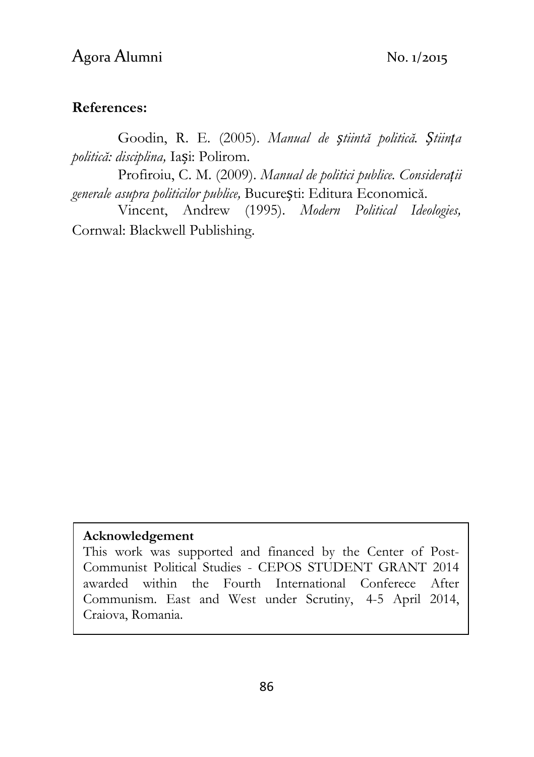**References:**

Goodin, R. E. (2005). *Manual de ştiință politică. Ştiința politică: disciplina,* Iaşi: Polirom.

Profiroiu, C. M. (2009). *Manual de politici publice. Considerații generale asupra politicilor publice,* Bucureşti: Editura Economică.

Vincent, Andrew (1995). *Modern Political Ideologies,* Cornwal: Blackwell Publishing.

**Acknowledgement**

This work was supported and financed by the Center of Post-Communist Political Studies - CEPOS STUDENT GRANT 2014 awarded within the Fourth International Conferece After Communism. East and West under Scrutiny, 4-5 April 2014, Craiova, Romania.